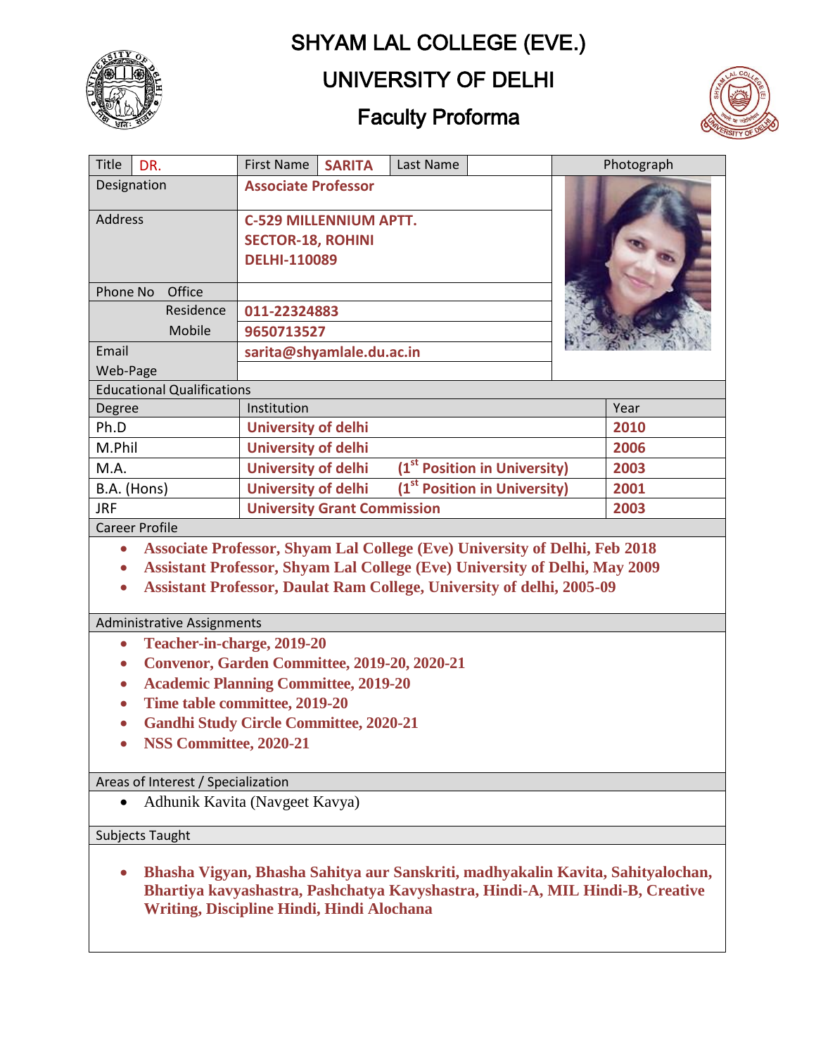# SHYAM LAL COLLEGE (EVE.)

# UNIVERSITY OF DELHI

## Faculty Proforma

| Title | DR. | First Name | SARITA | Last Name | | Photograph |
|---|---|---|---|---|---|---|
| Designation | | Associate Professor | | | | |
| Address | | C-529 MILLENNIUM APTT. SECTOR-18, ROHINI DELHI-110089 | | | | |
| Phone No | Office | | | | | |
| | Residence | 011-22324883 | | | | |
| | Mobile | 9650713527 | | | | |
| Email | | sarita@shyamlale.du.ac.in | | | | |
| Web-Page | | | | | | |

**Educational Qualifications**

| Degree | Institution | Year |
|---|---|---|
| Ph.D | University of delhi | 2010 |
| M.Phil | University of delhi | 2006 |
| M.A. | University of delhi (1st Position in University) | 2003 |
| B.A. (Hons) | University of delhi (1st Position in University) | 2001 |
| JRF | University Grant Commission | 2003 |

**Career Profile**

- Associate Professor, Shyam Lal College (Eve) University of Delhi, Feb 2018
- Assistant Professor, Shyam Lal College (Eve) University of Delhi, May 2009
- Assistant Professor, Daulat Ram College, University of delhi, 2005-09

**Administrative Assignments**

- Teacher-in-charge, 2019-20
- Convenor, Garden Committee, 2019-20, 2020-21
- Academic Planning Committee, 2019-20
- Time table committee, 2019-20
- Gandhi Study Circle Committee, 2020-21
- NSS Committee, 2020-21

**Areas of Interest / Specialization**

- Adhunik Kavita (Navgeet Kavya)

**Subjects Taught**

- Bhasha Vigyan, Bhasha Sahitya aur Sanskriti, madhyakalin Kavita, Sahityalochan, Bhartiya kavyashastra, Pashchatya Kavyshastra, Hindi-A, MIL Hindi-B, Creative Writing, Discipline Hindi, Hindi Alochana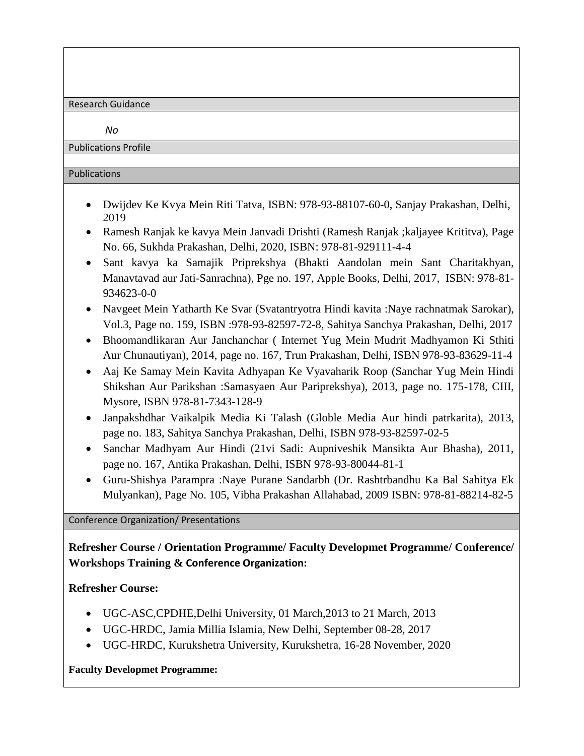## Research Guidance

*No*

## Publications Profile

## Publications

- Dwijdev Ke Kvya Mein Riti Tatva, ISBN: 978-93-88107-60-0, Sanjay Prakashan, Delhi, 2019
- Ramesh Ranjak ke kavya Mein Janvadi Drishti (Ramesh Ranjak ;kaljayee Krititva), Page No. 66, Sukhda Prakashan, Delhi, 2020, ISBN: 978-81-929111-4-4
- Sant kavya ka Samajik Priprekshya (Bhakti Aandolan mein Sant Charitakhyan, Manavtavad aur Jati-Sanrachna), Pge no. 197, Apple Books, Delhi, 2017, ISBN: 978-81-934623-0-0
- Navgeet Mein Yatharth Ke Svar (Svatantryotra Hindi kavita :Naye rachnatmak Sarokar), Vol.3, Page no. 159, ISBN :978-93-82597-72-8, Sahitya Sanchya Prakashan, Delhi, 2017
- Bhoomandlikaran Aur Janchanchar ( Internet Yug Mein Mudrit Madhyamon Ki Sthiti Aur Chunautiyan), 2014, page no. 167, Trun Prakashan, Delhi, ISBN 978-93-83629-11-4
- Aaj Ke Samay Mein Kavita Adhyapan Ke Vyavaharik Roop (Sanchar Yug Mein Hindi Shikshan Aur Parikshan :Samasyaen Aur Pariprekshya), 2013, page no. 175-178, CIII, Mysore, ISBN 978-81-7343-128-9
- Janpakshdhar Vaikalpik Media Ki Talash (Globle Media Aur hindi patrkarita), 2013, page no. 183, Sahitya Sanchya Prakashan, Delhi, ISBN 978-93-82597-02-5
- Sanchar Madhyam Aur Hindi (21vi Sadi: Aupniveshik Mansikta Aur Bhasha), 2011, page no. 167, Antika Prakashan, Delhi, ISBN 978-93-80044-81-1
- Guru-Shishya Parampra :Naye Purane Sandarbh (Dr. Rashtrbandhu Ka Bal Sahitya Ek Mulyankan), Page No. 105, Vibha Prakashan Allahabad, 2009 ISBN: 978-81-88214-82-5

## Conference Organization/ Presentations

**Refresher Course / Orientation Programme/ Faculty Developmet Programme/ Conference/ Workshops Training & Conference Organization:**

**Refresher Course:**

- UGC-ASC,CPDHE,Delhi University, 01 March,2013 to 21 March, 2013
- UGC-HRDC, Jamia Millia Islamia, New Delhi, September 08-28, 2017
- UGC-HRDC, Kurukshetra University, Kurukshetra, 16-28 November, 2020

**Faculty Developmet Programme:**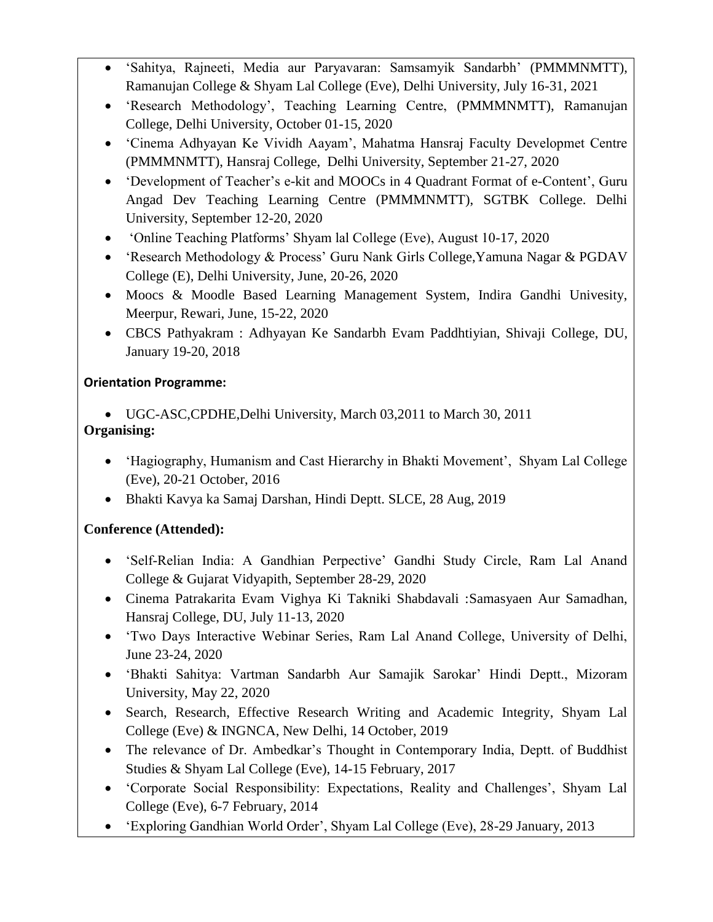- 'Sahitya, Rajneeti, Media aur Paryavaran: Samsamyik Sandarbh' (PMMMNMTT), Ramanujan College & Shyam Lal College (Eve), Delhi University, July 16-31, 2021
- 'Research Methodology', Teaching Learning Centre, (PMMMNMTT), Ramanujan College, Delhi University, October 01-15, 2020
- 'Cinema Adhyayan Ke Vividh Aayam', Mahatma Hansraj Faculty Developmet Centre (PMMMNMTT), Hansraj College, Delhi University, September 21-27, 2020
- 'Development of Teacher's e-kit and MOOCs in 4 Quadrant Format of e-Content', Guru Angad Dev Teaching Learning Centre (PMMMNMTT), SGTBK College. Delhi University, September 12-20, 2020
- 'Online Teaching Platforms' Shyam lal College (Eve), August 10-17, 2020
- 'Research Methodology & Process' Guru Nank Girls College,Yamuna Nagar & PGDAV College (E), Delhi University, June, 20-26, 2020
- Moocs & Moodle Based Learning Management System, Indira Gandhi Univesity, Meerpur, Rewari, June, 15-22, 2020
- CBCS Pathyakram : Adhyayan Ke Sandarbh Evam Paddhtiyian, Shivaji College, DU, January 19-20, 2018

**Orientation Programme:**

- UGC-ASC,CPDHE,Delhi University, March 03,2011 to March 30, 2011

**Organising:**

- 'Hagiography, Humanism and Cast Hierarchy in Bhakti Movement', Shyam Lal College (Eve), 20-21 October, 2016
- Bhakti Kavya ka Samaj Darshan, Hindi Deptt. SLCE, 28 Aug, 2019

**Conference (Attended):**

- 'Self-Relian India: A Gandhian Perpective' Gandhi Study Circle, Ram Lal Anand College & Gujarat Vidyapith, September 28-29, 2020
- Cinema Patrakarita Evam Vighya Ki Takniki Shabdavali :Samasyaen Aur Samadhan, Hansraj College, DU, July 11-13, 2020
- 'Two Days Interactive Webinar Series, Ram Lal Anand College, University of Delhi, June 23-24, 2020
- 'Bhakti Sahitya: Vartman Sandarbh Aur Samajik Sarokar' Hindi Deptt., Mizoram University, May 22, 2020
- Search, Research, Effective Research Writing and Academic Integrity, Shyam Lal College (Eve) & INGNCA, New Delhi, 14 October, 2019
- The relevance of Dr. Ambedkar's Thought in Contemporary India, Deptt. of Buddhist Studies & Shyam Lal College (Eve), 14-15 February, 2017
- 'Corporate Social Responsibility: Expectations, Reality and Challenges', Shyam Lal College (Eve), 6-7 February, 2014
- 'Exploring Gandhian World Order', Shyam Lal College (Eve), 28-29 January, 2013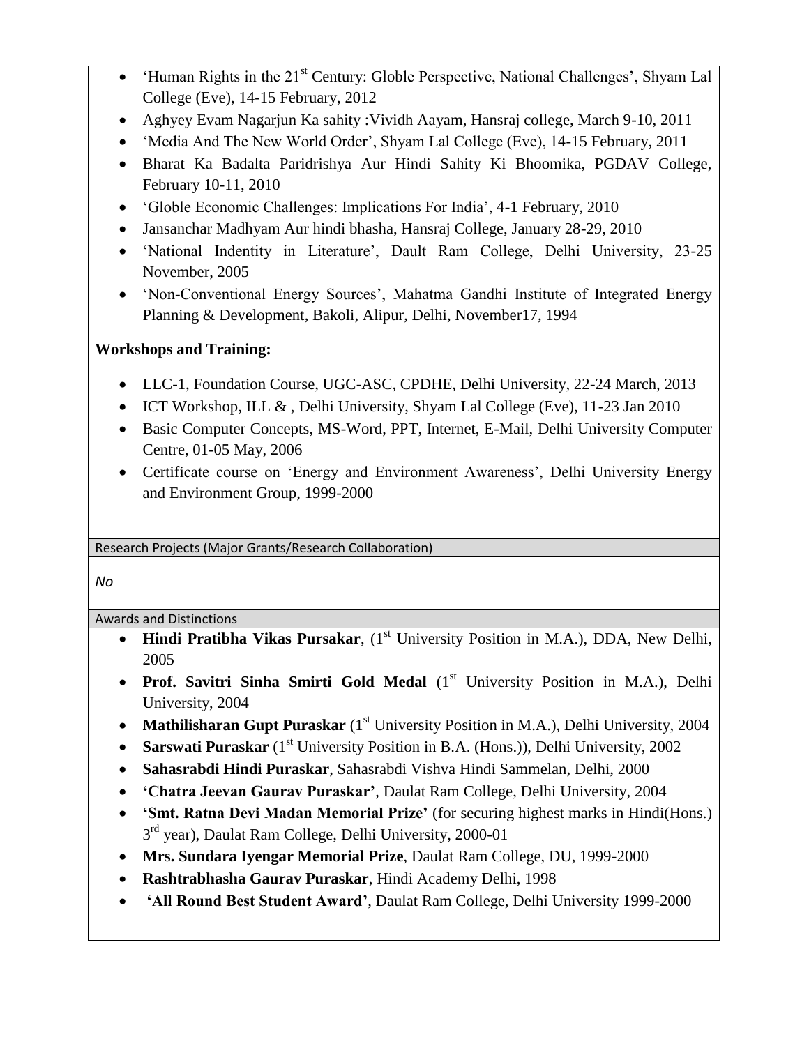- 'Human Rights in the 21st Century: Globle Perspective, National Challenges', Shyam Lal College (Eve), 14-15 February, 2012
- Aghyey Evam Nagarjun Ka sahity :Vividh Aayam, Hansraj college, March 9-10, 2011
- 'Media And The New World Order', Shyam Lal College (Eve), 14-15 February, 2011
- Bharat Ka Badalta Paridrishya Aur Hindi Sahity Ki Bhoomika, PGDAV College, February 10-11, 2010
- 'Globle Economic Challenges: Implications For India', 4-1 February, 2010
- Jansanchar Madhyam Aur hindi bhasha, Hansraj College, January 28-29, 2010
- 'National Indentity in Literature', Dault Ram College, Delhi University, 23-25 November, 2005
- 'Non-Conventional Energy Sources', Mahatma Gandhi Institute of Integrated Energy Planning & Development, Bakoli, Alipur, Delhi, November17, 1994

**Workshops and Training:**

- LLC-1, Foundation Course, UGC-ASC, CPDHE, Delhi University, 22-24 March, 2013
- ICT Workshop, ILL & , Delhi University, Shyam Lal College (Eve), 11-23 Jan 2010
- Basic Computer Concepts, MS-Word, PPT, Internet, E-Mail, Delhi University Computer Centre, 01-05 May, 2006
- Certificate course on 'Energy and Environment Awareness', Delhi University Energy and Environment Group, 1999-2000

## Research Projects (Major Grants/Research Collaboration)

*No*

## Awards and Distinctions

- **Hindi Pratibha Vikas Pursakar**, (1st University Position in M.A.), DDA, New Delhi, 2005
- **Prof. Savitri Sinha Smirti Gold Medal** (1st University Position in M.A.), Delhi University, 2004
- **Mathilisharan Gupt Puraskar** (1st University Position in M.A.), Delhi University, 2004
- **Sarswati Puraskar** (1st University Position in B.A. (Hons.)), Delhi University, 2002
- **Sahasrabdi Hindi Puraskar**, Sahasrabdi Vishva Hindi Sammelan, Delhi, 2000
- **'Chatra Jeevan Gaurav Puraskar'**, Daulat Ram College, Delhi University, 2004
- **'Smt. Ratna Devi Madan Memorial Prize'** (for securing highest marks in Hindi(Hons.) 3rd year), Daulat Ram College, Delhi University, 2000-01
- **Mrs. Sundara Iyengar Memorial Prize**, Daulat Ram College, DU, 1999-2000
- **Rashtrabhasha Gaurav Puraskar**, Hindi Academy Delhi, 1998
- **'All Round Best Student Award'**, Daulat Ram College, Delhi University 1999-2000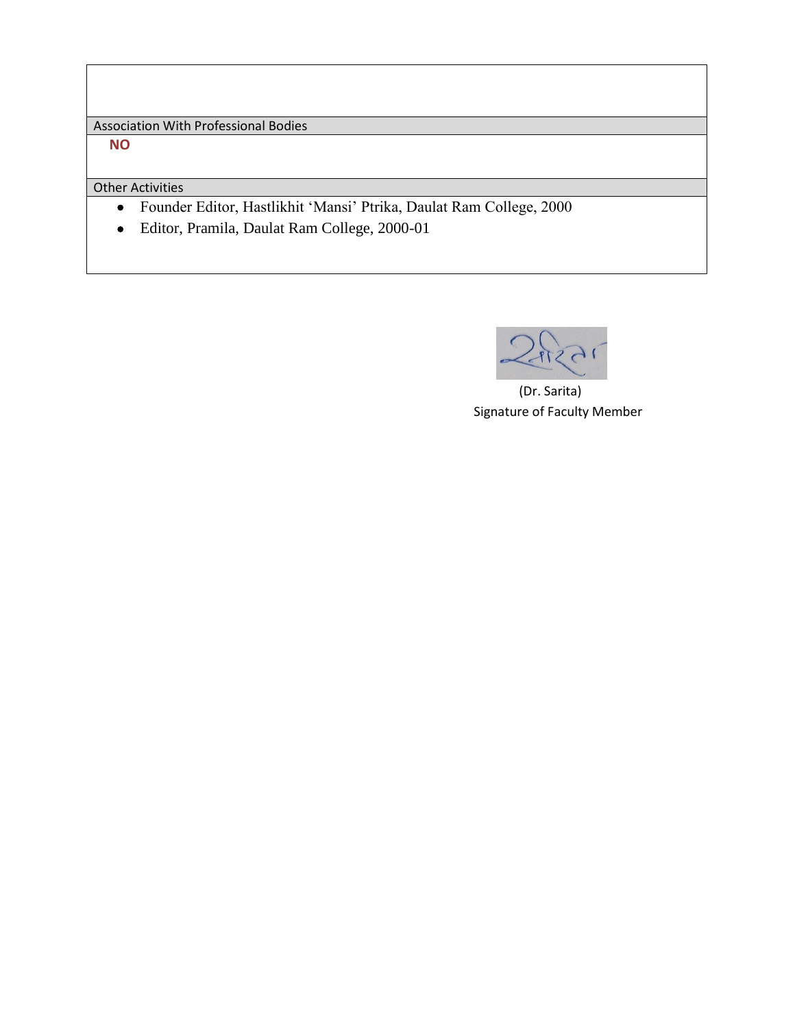## Association With Professional Bodies

**NO**

## Other Activities

- Founder Editor, Hastlikhit 'Mansi' Ptrika, Daulat Ram College, 2000
- Editor, Pramila, Daulat Ram College, 2000-01

(Dr. Sarita)

Signature of Faculty Member